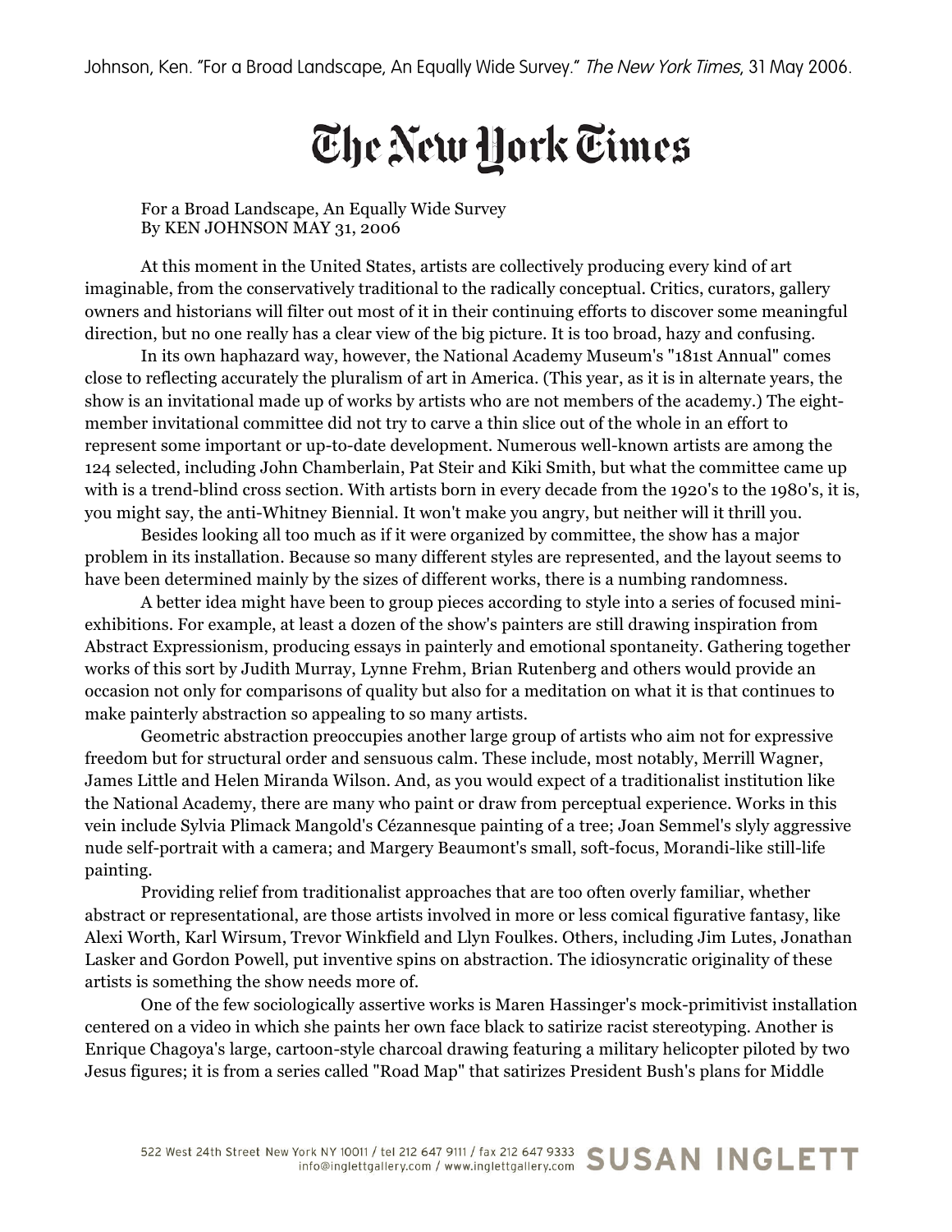Johnson, Ken. "For a Broad Landscape, An Equally Wide Survey." *The New York Times*, 31 May 2006.

# The New York Times

For a Broad Landscape, An Equally Wide Survey
By KEN JOHNSON MAY 31, 2006

At this moment in the United States, artists are collectively producing every kind of art imaginable, from the conservatively traditional to the radically conceptual. Critics, curators, gallery owners and historians will filter out most of it in their continuing efforts to discover some meaningful direction, but no one really has a clear view of the big picture. It is too broad, hazy and confusing.

In its own haphazard way, however, the National Academy Museum's "181st Annual" comes close to reflecting accurately the pluralism of art in America. (This year, as it is in alternate years, the show is an invitational made up of works by artists who are not members of the academy.) The eight-member invitational committee did not try to carve a thin slice out of the whole in an effort to represent some important or up-to-date development. Numerous well-known artists are among the 124 selected, including John Chamberlain, Pat Steir and Kiki Smith, but what the committee came up with is a trend-blind cross section. With artists born in every decade from the 1920's to the 1980's, it is, you might say, the anti-Whitney Biennial. It won't make you angry, but neither will it thrill you.

Besides looking all too much as if it were organized by committee, the show has a major problem in its installation. Because so many different styles are represented, and the layout seems to have been determined mainly by the sizes of different works, there is a numbing randomness.

A better idea might have been to group pieces according to style into a series of focused mini-exhibitions. For example, at least a dozen of the show's painters are still drawing inspiration from Abstract Expressionism, producing essays in painterly and emotional spontaneity. Gathering together works of this sort by Judith Murray, Lynne Frehm, Brian Rutenberg and others would provide an occasion not only for comparisons of quality but also for a meditation on what it is that continues to make painterly abstraction so appealing to so many artists.

Geometric abstraction preoccupies another large group of artists who aim not for expressive freedom but for structural order and sensuous calm. These include, most notably, Merrill Wagner, James Little and Helen Miranda Wilson. And, as you would expect of a traditionalist institution like the National Academy, there are many who paint or draw from perceptual experience. Works in this vein include Sylvia Plimack Mangold's Cézannesque painting of a tree; Joan Semmel's slyly aggressive nude self-portrait with a camera; and Margery Beaumont's small, soft-focus, Morandi-like still-life painting.

Providing relief from traditionalist approaches that are too often overly familiar, whether abstract or representational, are those artists involved in more or less comical figurative fantasy, like Alexi Worth, Karl Wirsum, Trevor Winkfield and Llyn Foulkes. Others, including Jim Lutes, Jonathan Lasker and Gordon Powell, put inventive spins on abstraction. The idiosyncratic originality of these artists is something the show needs more of.

One of the few sociologically assertive works is Maren Hassinger's mock-primitivist installation centered on a video in which she paints her own face black to satirize racist stereotyping. Another is Enrique Chagoya's large, cartoon-style charcoal drawing featuring a military helicopter piloted by two Jesus figures; it is from a series called "Road Map" that satirizes President Bush's plans for Middle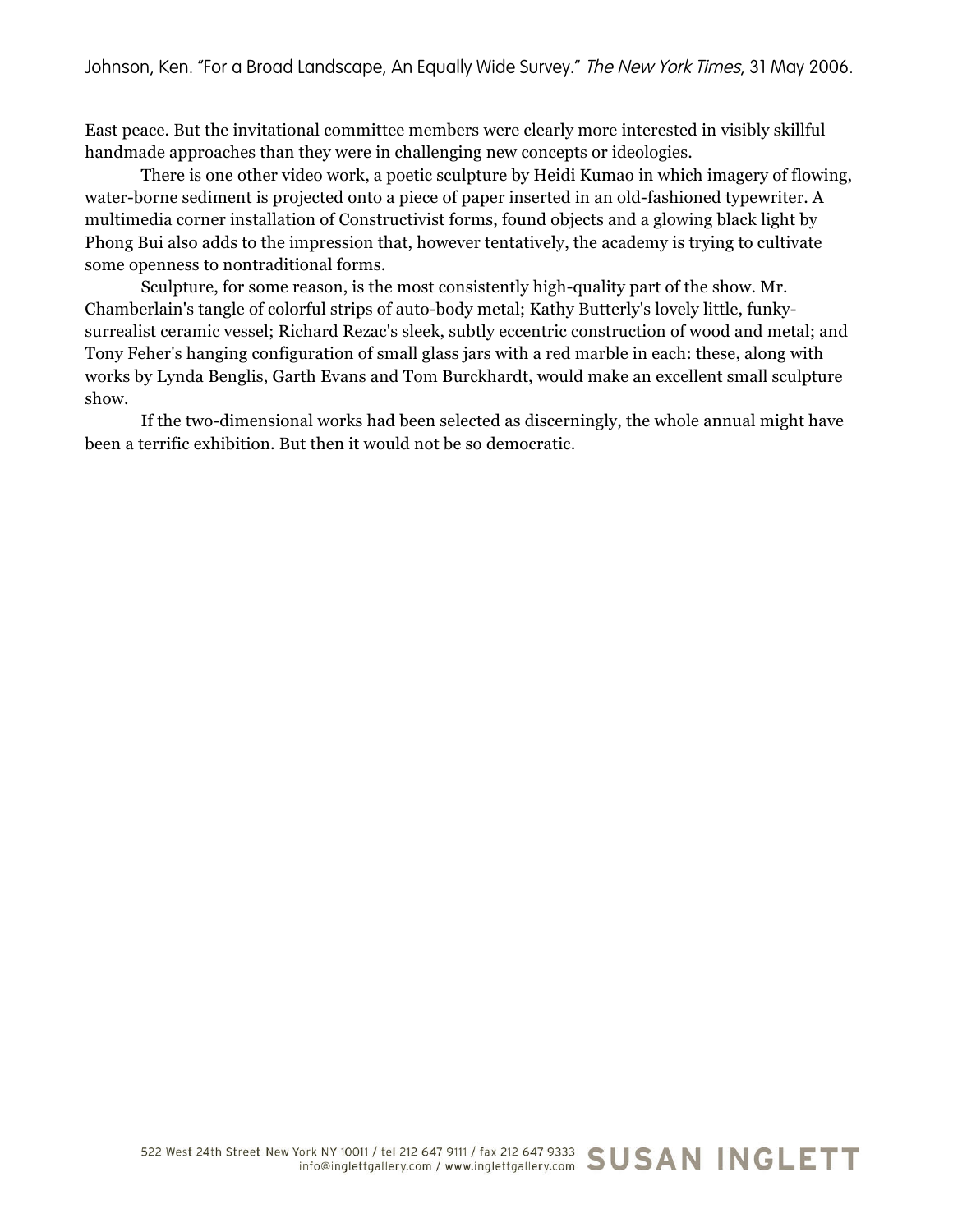East peace. But the invitational committee members were clearly more interested in visibly skillful handmade approaches than they were in challenging new concepts or ideologies.

There is one other video work, a poetic sculpture by Heidi Kumao in which imagery of flowing, water-borne sediment is projected onto a piece of paper inserted in an old-fashioned typewriter. A multimedia corner installation of Constructivist forms, found objects and a glowing black light by Phong Bui also adds to the impression that, however tentatively, the academy is trying to cultivate some openness to nontraditional forms.

Sculpture, for some reason, is the most consistently high-quality part of the show. Mr. Chamberlain's tangle of colorful strips of auto-body metal; Kathy Butterly's lovely little, funky-surrealist ceramic vessel; Richard Rezac's sleek, subtly eccentric construction of wood and metal; and Tony Feher's hanging configuration of small glass jars with a red marble in each: these, along with works by Lynda Benglis, Garth Evans and Tom Burckhardt, would make an excellent small sculpture show.

If the two-dimensional works had been selected as discerningly, the whole annual might have been a terrific exhibition. But then it would not be so democratic.